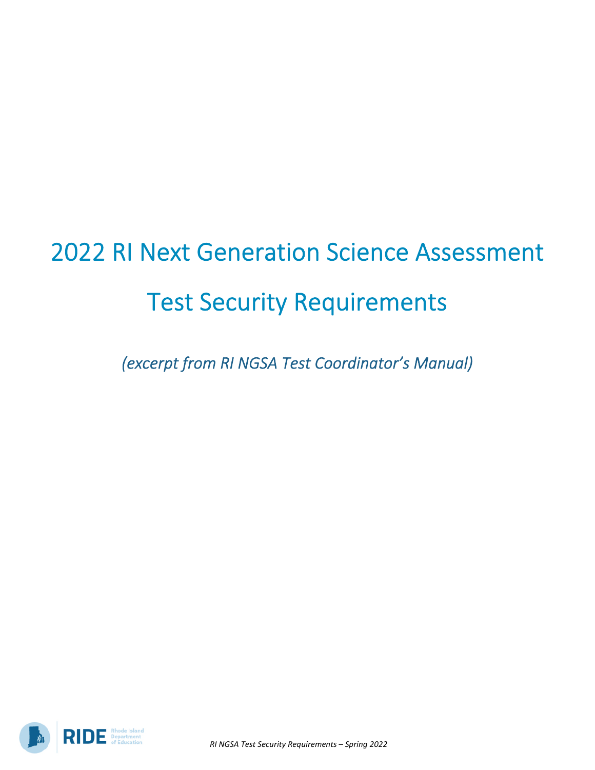# 2022 RI Next Generation Science Assessment

# Test Security Requirements

*(excerpt from RI NGSA Test Coordinator's Manual)*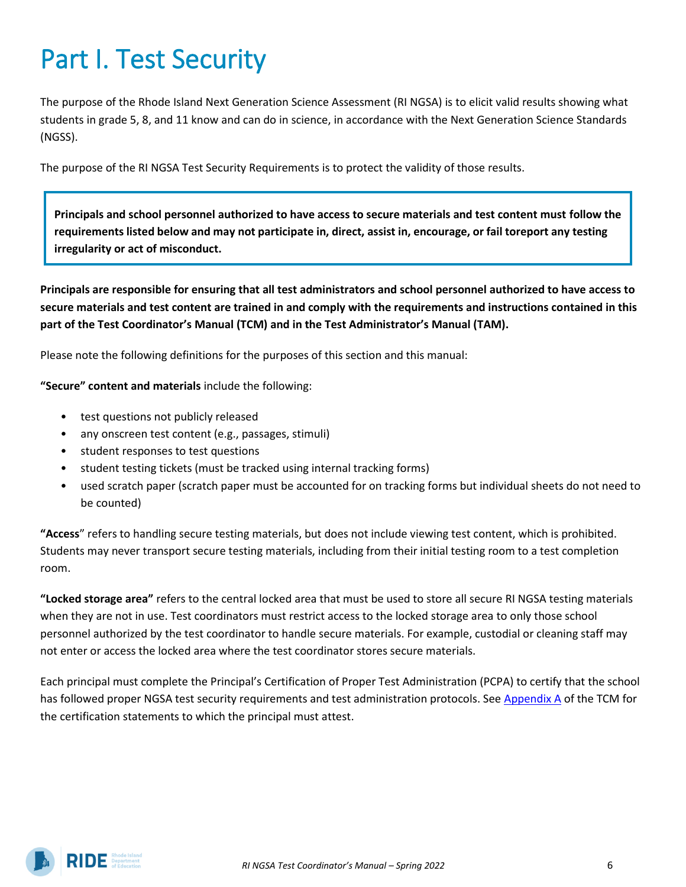# Part I. Test Security

The purpose of the Rhode Island Next Generation Science Assessment (RI NGSA) is to elicit valid results showing what students in grade 5, 8, and 11 know and can do in science, in accordance with the Next Generation Science Standards (NGSS).

The purpose of the RI NGSA Test Security Requirements is to protect the validity of those results.

> **Principals and school personnel authorized to have access to secure materials and test content must follow the requirements listed below and may not participate in, direct, assist in, encourage, or fail toreport any testing irregularity or act of misconduct.**

**Principals are responsible for ensuring that all test administrators and school personnel authorized to have access to secure materials and test content are trained in and comply with the requirements and instructions contained in this part of the Test Coordinator's Manual (TCM) and in the Test Administrator's Manual (TAM).**

Please note the following definitions for the purposes of this section and this manual:

**"Secure" content and materials** include the following:

- test questions not publicly released
- any onscreen test content (e.g., passages, stimuli)
- student responses to test questions
- student testing tickets (must be tracked using internal tracking forms)
- used scratch paper (scratch paper must be accounted for on tracking forms but individual sheets do not need to be counted)

**"Access"** refers to handling secure testing materials, but does not include viewing test content, which is prohibited. Students may never transport secure testing materials, including from their initial testing room to a test completion room.

**"Locked storage area"** refers to the central locked area that must be used to store all secure RI NGSA testing materials when they are not in use. Test coordinators must restrict access to the locked storage area to only those school personnel authorized by the test coordinator to handle secure materials. For example, custodial or cleaning staff may not enter or access the locked area where the test coordinator stores secure materials.

Each principal must complete the Principal's Certification of Proper Test Administration (PCPA) to certify that the school has followed proper NGSA test security requirements and test administration protocols. See Appendix A of the TCM for the certification statements to which the principal must attest.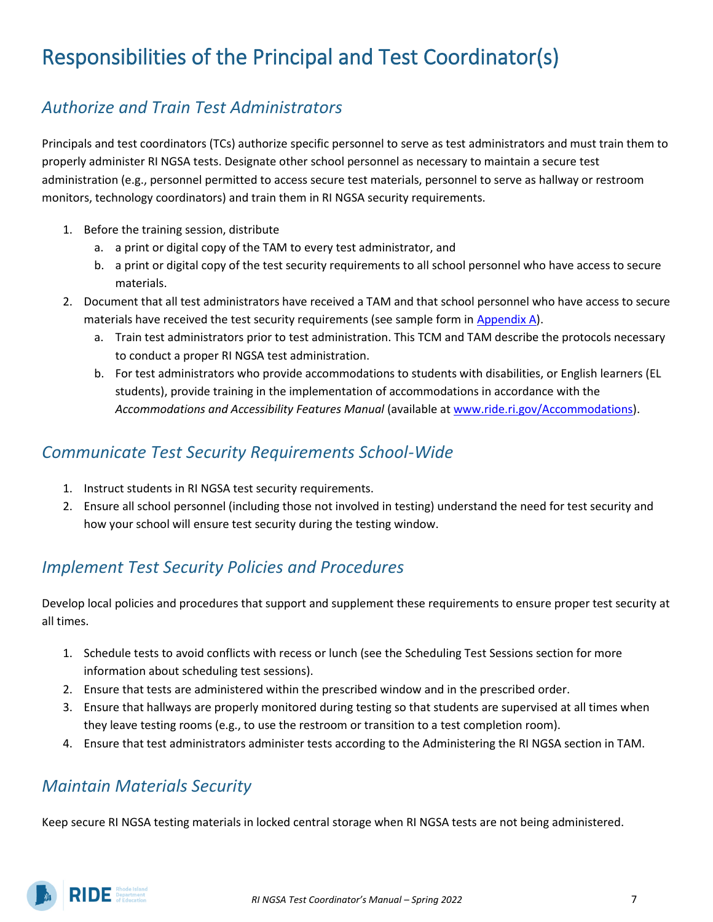# Responsibilities of the Principal and Test Coordinator(s)

## *Authorize and Train Test Administrators*

Principals and test coordinators (TCs) authorize specific personnel to serve as test administrators and must train them to properly administer RI NGSA tests. Designate other school personnel as necessary to maintain a secure test administration (e.g., personnel permitted to access secure test materials, personnel to serve as hallway or restroom monitors, technology coordinators) and train them in RI NGSA security requirements.

1. Before the training session, distribute
   a. a print or digital copy of the TAM to every test administrator, and
   b. a print or digital copy of the test security requirements to all school personnel who have access to secure materials.
2. Document that all test administrators have received a TAM and that school personnel who have access to secure materials have received the test security requirements (see sample form in [Appendix A](#)).
   a. Train test administrators prior to test administration. This TCM and TAM describe the protocols necessary to conduct a proper RI NGSA test administration.
   b. For test administrators who provide accommodations to students with disabilities, or English learners (EL students), provide training in the implementation of accommodations in accordance with the *Accommodations and Accessibility Features Manual* (available at [www.ride.ri.gov/Accommodations](www.ride.ri.gov/Accommodations)).

## *Communicate Test Security Requirements School-Wide*

1. Instruct students in RI NGSA test security requirements.
2. Ensure all school personnel (including those not involved in testing) understand the need for test security and how your school will ensure test security during the testing window.

## *Implement Test Security Policies and Procedures*

Develop local policies and procedures that support and supplement these requirements to ensure proper test security at all times.

1. Schedule tests to avoid conflicts with recess or lunch (see the Scheduling Test Sessions section for more information about scheduling test sessions).
2. Ensure that tests are administered within the prescribed window and in the prescribed order.
3. Ensure that hallways are properly monitored during testing so that students are supervised at all times when they leave testing rooms (e.g., to use the restroom or transition to a test completion room).
4. Ensure that test administrators administer tests according to the Administering the RI NGSA section in TAM.

## *Maintain Materials Security*

Keep secure RI NGSA testing materials in locked central storage when RI NGSA tests are not being administered.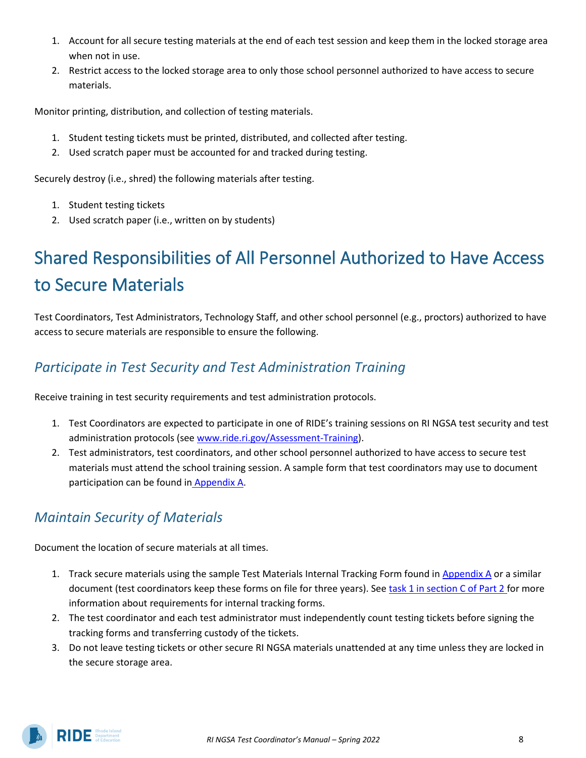1. Account for all secure testing materials at the end of each test session and keep them in the locked storage area when not in use.
2. Restrict access to the locked storage area to only those school personnel authorized to have access to secure materials.

Monitor printing, distribution, and collection of testing materials.

1. Student testing tickets must be printed, distributed, and collected after testing.
2. Used scratch paper must be accounted for and tracked during testing.

Securely destroy (i.e., shred) the following materials after testing.

1. Student testing tickets
2. Used scratch paper (i.e., written on by students)

# Shared Responsibilities of All Personnel Authorized to Have Access to Secure Materials

Test Coordinators, Test Administrators, Technology Staff, and other school personnel (e.g., proctors) authorized to have access to secure materials are responsible to ensure the following.

## *Participate in Test Security and Test Administration Training*

Receive training in test security requirements and test administration protocols.

1. Test Coordinators are expected to participate in one of RIDE's training sessions on RI NGSA test security and test administration protocols (see [www.ride.ri.gov/Assessment-Training](www.ride.ri.gov/Assessment-Training)).
2. Test administrators, test coordinators, and other school personnel authorized to have access to secure test materials must attend the school training session. A sample form that test coordinators may use to document participation can be found in Appendix A.

## *Maintain Security of Materials*

Document the location of secure materials at all times.

1. Track secure materials using the sample Test Materials Internal Tracking Form found in Appendix A or a similar document (test coordinators keep these forms on file for three years). See task 1 in section C of Part 2 for more information about requirements for internal tracking forms.
2. The test coordinator and each test administrator must independently count testing tickets before signing the tracking forms and transferring custody of the tickets.
3. Do not leave testing tickets or other secure RI NGSA materials unattended at any time unless they are locked in the secure storage area.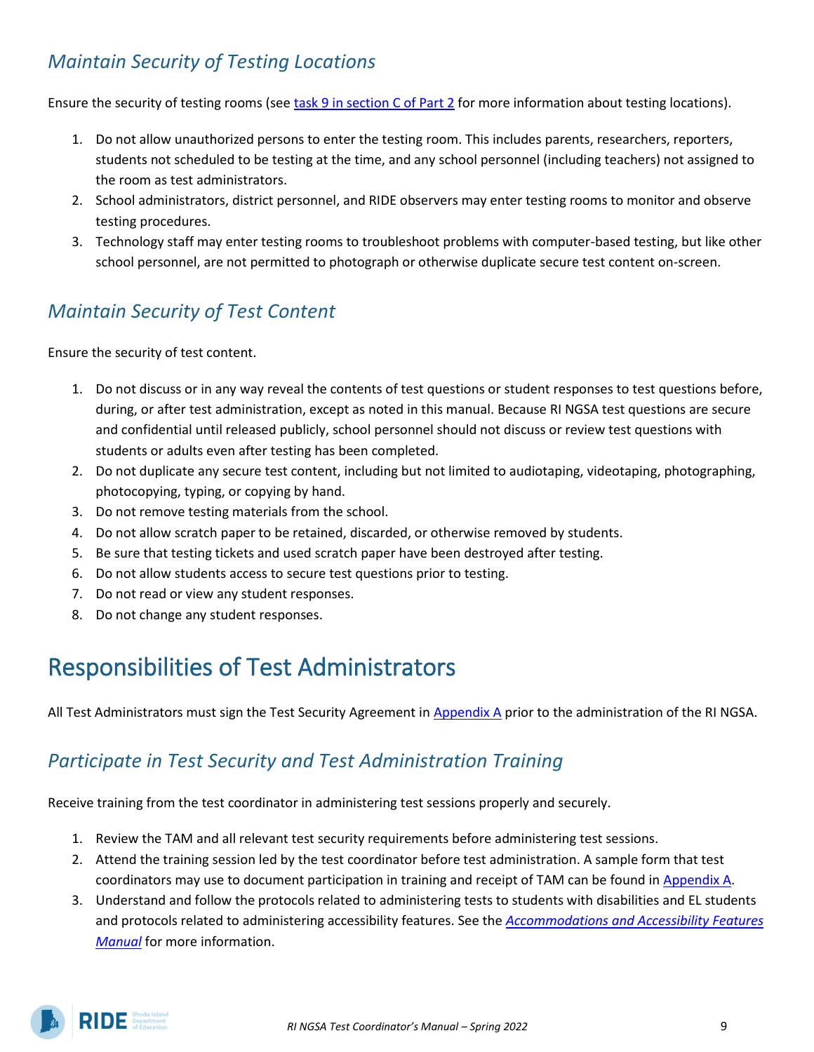## *Maintain Security of Testing Locations*

Ensure the security of testing rooms (see task 9 in section C of Part 2 for more information about testing locations).

1. Do not allow unauthorized persons to enter the testing room. This includes parents, researchers, reporters, students not scheduled to be testing at the time, and any school personnel (including teachers) not assigned to the room as test administrators.
2. School administrators, district personnel, and RIDE observers may enter testing rooms to monitor and observe testing procedures.
3. Technology staff may enter testing rooms to troubleshoot problems with computer-based testing, but like other school personnel, are not permitted to photograph or otherwise duplicate secure test content on-screen.

## *Maintain Security of Test Content*

Ensure the security of test content.

1. Do not discuss or in any way reveal the contents of test questions or student responses to test questions before, during, or after test administration, except as noted in this manual. Because RI NGSA test questions are secure and confidential until released publicly, school personnel should not discuss or review test questions with students or adults even after testing has been completed.
2. Do not duplicate any secure test content, including but not limited to audiotaping, videotaping, photographing, photocopying, typing, or copying by hand.
3. Do not remove testing materials from the school.
4. Do not allow scratch paper to be retained, discarded, or otherwise removed by students.
5. Be sure that testing tickets and used scratch paper have been destroyed after testing.
6. Do not allow students access to secure test questions prior to testing.
7. Do not read or view any student responses.
8. Do not change any student responses.

# Responsibilities of Test Administrators

All Test Administrators must sign the Test Security Agreement in Appendix A prior to the administration of the RI NGSA.

## *Participate in Test Security and Test Administration Training*

Receive training from the test coordinator in administering test sessions properly and securely.

1. Review the TAM and all relevant test security requirements before administering test sessions.
2. Attend the training session led by the test coordinator before test administration. A sample form that test coordinators may use to document participation in training and receipt of TAM can be found in Appendix A.
3. Understand and follow the protocols related to administering tests to students with disabilities and EL students and protocols related to administering accessibility features. See the *Accommodations and Accessibility Features Manual* for more information.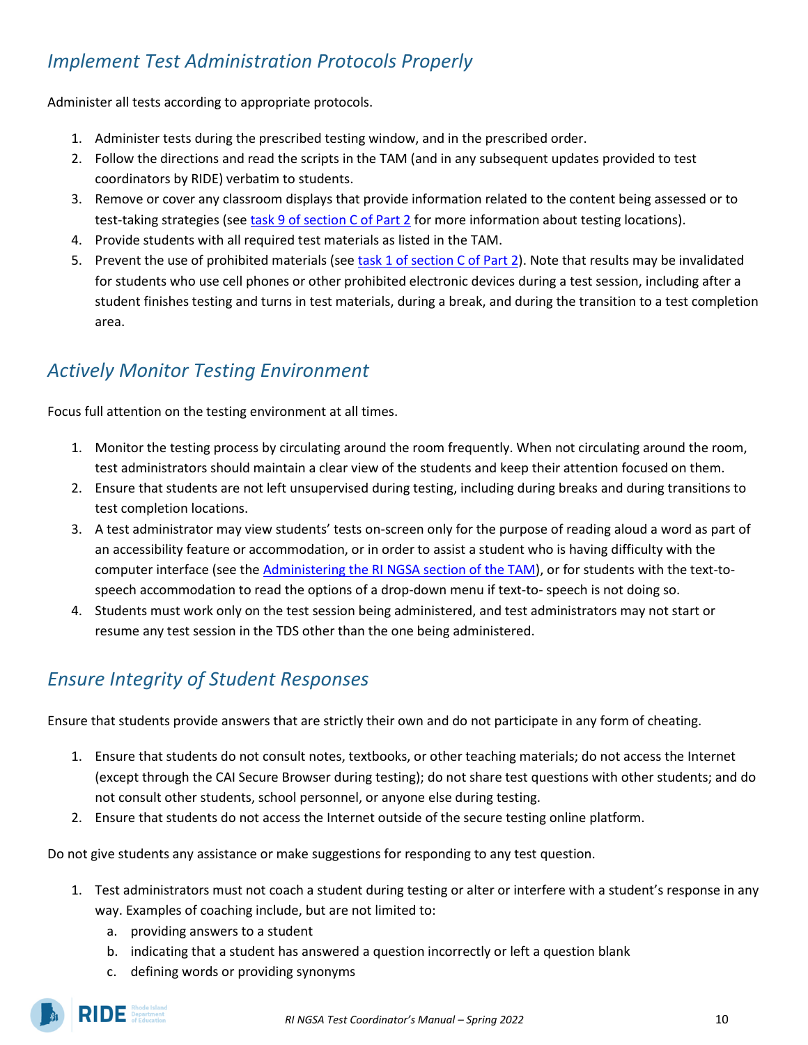## *Implement Test Administration Protocols Properly*

Administer all tests according to appropriate protocols.

1. Administer tests during the prescribed testing window, and in the prescribed order.
2. Follow the directions and read the scripts in the TAM (and in any subsequent updates provided to test coordinators by RIDE) verbatim to students.
3. Remove or cover any classroom displays that provide information related to the content being assessed or to test-taking strategies (see task 9 of section C of Part 2 for more information about testing locations).
4. Provide students with all required test materials as listed in the TAM.
5. Prevent the use of prohibited materials (see task 1 of section C of Part 2). Note that results may be invalidated for students who use cell phones or other prohibited electronic devices during a test session, including after a student finishes testing and turns in test materials, during a break, and during the transition to a test completion area.

## *Actively Monitor Testing Environment*

Focus full attention on the testing environment at all times.

1. Monitor the testing process by circulating around the room frequently. When not circulating around the room, test administrators should maintain a clear view of the students and keep their attention focused on them.
2. Ensure that students are not left unsupervised during testing, including during breaks and during transitions to test completion locations.
3. A test administrator may view students' tests on-screen only for the purpose of reading aloud a word as part of an accessibility feature or accommodation, or in order to assist a student who is having difficulty with the computer interface (see the Administering the RI NGSA section of the TAM), or for students with the text-to-speech accommodation to read the options of a drop-down menu if text-to- speech is not doing so.
4. Students must work only on the test session being administered, and test administrators may not start or resume any test session in the TDS other than the one being administered.

## *Ensure Integrity of Student Responses*

Ensure that students provide answers that are strictly their own and do not participate in any form of cheating.

1. Ensure that students do not consult notes, textbooks, or other teaching materials; do not access the Internet (except through the CAI Secure Browser during testing); do not share test questions with other students; and do not consult other students, school personnel, or anyone else during testing.
2. Ensure that students do not access the Internet outside of the secure testing online platform.

Do not give students any assistance or make suggestions for responding to any test question.

1. Test administrators must not coach a student during testing or alter or interfere with a student's response in any way. Examples of coaching include, but are not limited to:
   a. providing answers to a student
   b. indicating that a student has answered a question incorrectly or left a question blank
   c. defining words or providing synonyms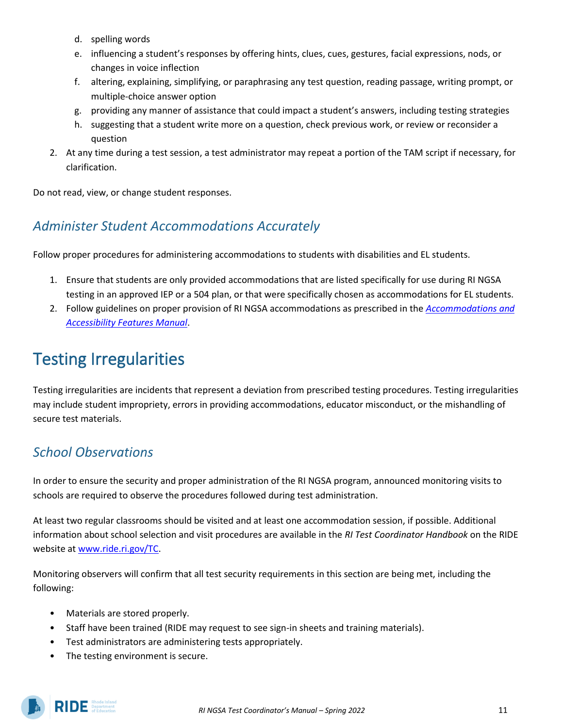d. spelling words
   e. influencing a student's responses by offering hints, clues, cues, gestures, facial expressions, nods, or changes in voice inflection
   f. altering, explaining, simplifying, or paraphrasing any test question, reading passage, writing prompt, or multiple-choice answer option
   g. providing any manner of assistance that could impact a student's answers, including testing strategies
   h. suggesting that a student write more on a question, check previous work, or review or reconsider a question
2. At any time during a test session, a test administrator may repeat a portion of the TAM script if necessary, for clarification.

Do not read, view, or change student responses.

## *Administer Student Accommodations Accurately*

Follow proper procedures for administering accommodations to students with disabilities and EL students.

1. Ensure that students are only provided accommodations that are listed specifically for use during RI NGSA testing in an approved IEP or a 504 plan, or that were specifically chosen as accommodations for EL students.
2. Follow guidelines on proper provision of RI NGSA accommodations as prescribed in the *Accommodations and Accessibility Features Manual*.

# Testing Irregularities

Testing irregularities are incidents that represent a deviation from prescribed testing procedures. Testing irregularities may include student impropriety, errors in providing accommodations, educator misconduct, or the mishandling of secure test materials.

## *School Observations*

In order to ensure the security and proper administration of the RI NGSA program, announced monitoring visits to schools are required to observe the procedures followed during test administration.

At least two regular classrooms should be visited and at least one accommodation session, if possible. Additional information about school selection and visit procedures are available in the *RI Test Coordinator Handbook* on the RIDE website at www.ride.ri.gov/TC.

Monitoring observers will confirm that all test security requirements in this section are being met, including the following:

- Materials are stored properly.
- Staff have been trained (RIDE may request to see sign-in sheets and training materials).
- Test administrators are administering tests appropriately.
- The testing environment is secure.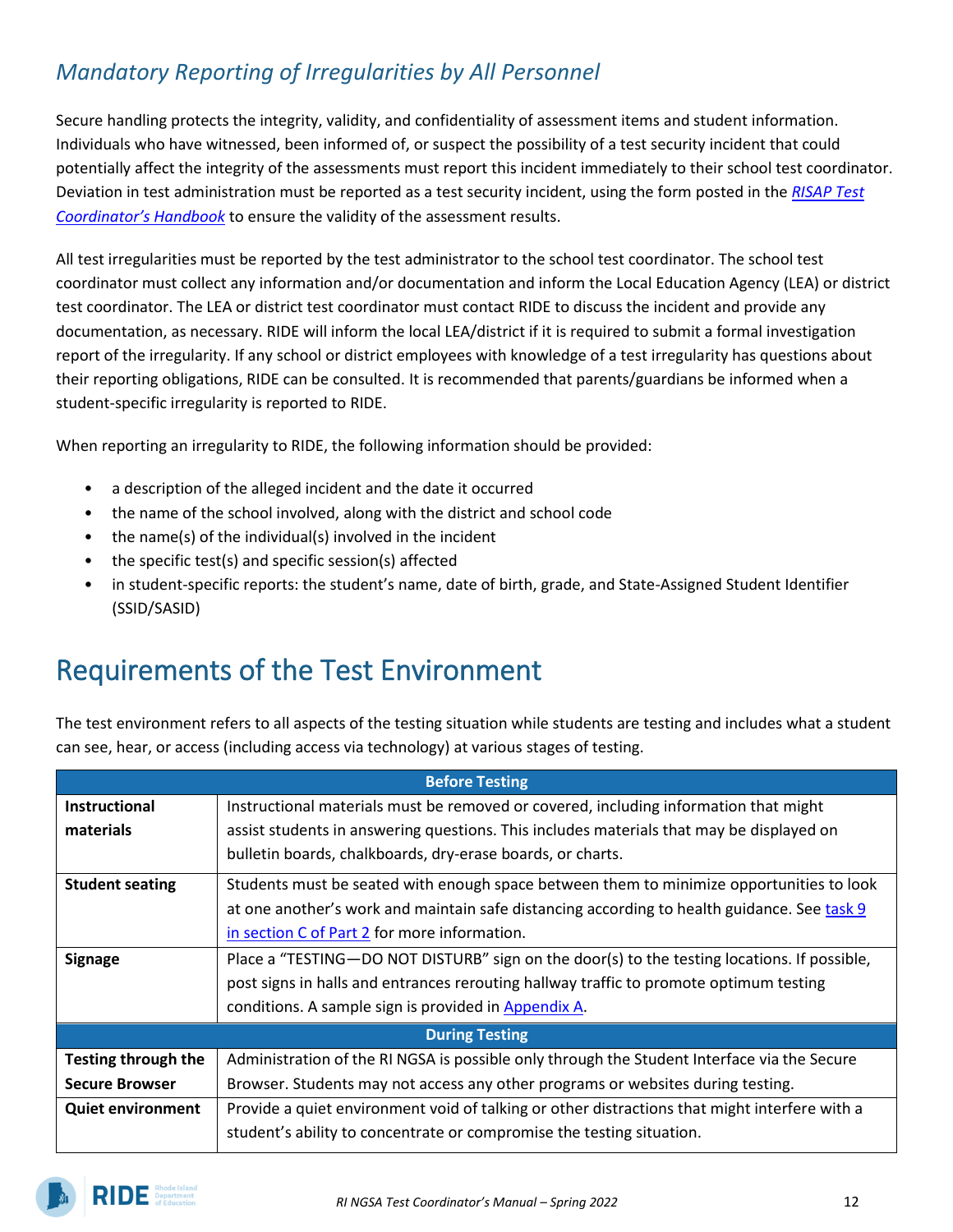### *Mandatory Reporting of Irregularities by All Personnel*

Secure handling protects the integrity, validity, and confidentiality of assessment items and student information. Individuals who have witnessed, been informed of, or suspect the possibility of a test security incident that could potentially affect the integrity of the assessments must report this incident immediately to their school test coordinator. Deviation in test administration must be reported as a test security incident, using the form posted in the [*RISAP Test Coordinator's Handbook*]() to ensure the validity of the assessment results.

All test irregularities must be reported by the test administrator to the school test coordinator. The school test coordinator must collect any information and/or documentation and inform the Local Education Agency (LEA) or district test coordinator. The LEA or district test coordinator must contact RIDE to discuss the incident and provide any documentation, as necessary. RIDE will inform the local LEA/district if it is required to submit a formal investigation report of the irregularity. If any school or district employees with knowledge of a test irregularity has questions about their reporting obligations, RIDE can be consulted. It is recommended that parents/guardians be informed when a student-specific irregularity is reported to RIDE.

When reporting an irregularity to RIDE, the following information should be provided:

- a description of the alleged incident and the date it occurred
- the name of the school involved, along with the district and school code
- the name(s) of the individual(s) involved in the incident
- the specific test(s) and specific session(s) affected
- in student-specific reports: the student's name, date of birth, grade, and State-Assigned Student Identifier (SSID/SASID)

## Requirements of the Test Environment

The test environment refers to all aspects of the testing situation while students are testing and includes what a student can see, hear, or access (including access via technology) at various stages of testing.

| **Before Testing** | |
|---|---|
| **Instructional materials** | Instructional materials must be removed or covered, including information that might assist students in answering questions. This includes materials that may be displayed on bulletin boards, chalkboards, dry-erase boards, or charts. |
| **Student seating** | Students must be seated with enough space between them to minimize opportunities to look at one another's work and maintain safe distancing according to health guidance. See [task 9 in section C of Part 2]() for more information. |
| **Signage** | Place a "TESTING—DO NOT DISTURB" sign on the door(s) to the testing locations. If possible, post signs in halls and entrances rerouting hallway traffic to promote optimum testing conditions. A sample sign is provided in [Appendix A](). |
| **During Testing** | |
| **Testing through the Secure Browser** | Administration of the RI NGSA is possible only through the Student Interface via the Secure Browser. Students may not access any other programs or websites during testing. |
| **Quiet environment** | Provide a quiet environment void of talking or other distractions that might interfere with a student's ability to concentrate or compromise the testing situation. |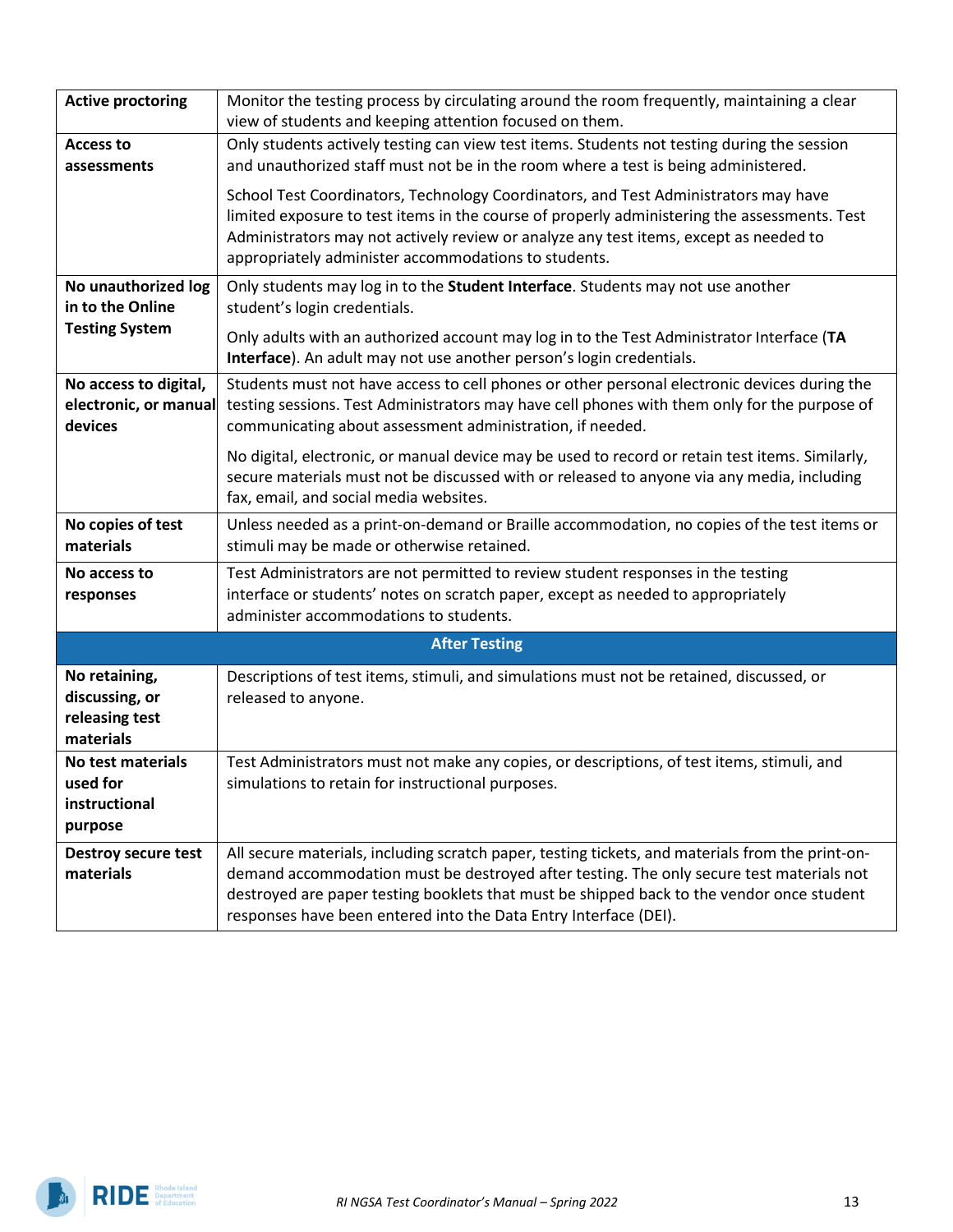| | |
|---|---|
| **Active proctoring** | Monitor the testing process by circulating around the room frequently, maintaining a clear view of students and keeping attention focused on them. |
| **Access to assessments** | Only students actively testing can view test items. Students not testing during the session and unauthorized staff must not be in the room where a test is being administered.<br><br>School Test Coordinators, Technology Coordinators, and Test Administrators may have limited exposure to test items in the course of properly administering the assessments. Test Administrators may not actively review or analyze any test items, except as needed to appropriately administer accommodations to students. |
| **No unauthorized log in to the Online Testing System** | Only students may log in to the **Student Interface**. Students may not use another student's login credentials.<br><br>Only adults with an authorized account may log in to the Test Administrator Interface (**TA Interface**). An adult may not use another person's login credentials. |
| **No access to digital, electronic, or manual devices** | Students must not have access to cell phones or other personal electronic devices during the testing sessions. Test Administrators may have cell phones with them only for the purpose of communicating about assessment administration, if needed.<br><br>No digital, electronic, or manual device may be used to record or retain test items. Similarly, secure materials must not be discussed with or released to anyone via any media, including fax, email, and social media websites. |
| **No copies of test materials** | Unless needed as a print-on-demand or Braille accommodation, no copies of the test items or stimuli may be made or otherwise retained. |
| **No access to responses** | Test Administrators are not permitted to review student responses in the testing interface or students' notes on scratch paper, except as needed to appropriately administer accommodations to students. |
| **After Testing** | |
| **No retaining, discussing, or releasing test materials** | Descriptions of test items, stimuli, and simulations must not be retained, discussed, or released to anyone. |
| **No test materials used for instructional purpose** | Test Administrators must not make any copies, or descriptions, of test items, stimuli, and simulations to retain for instructional purposes. |
| **Destroy secure test materials** | All secure materials, including scratch paper, testing tickets, and materials from the print-on-demand accommodation must be destroyed after testing. The only secure test materials not destroyed are paper testing booklets that must be shipped back to the vendor once student responses have been entered into the Data Entry Interface (DEI). |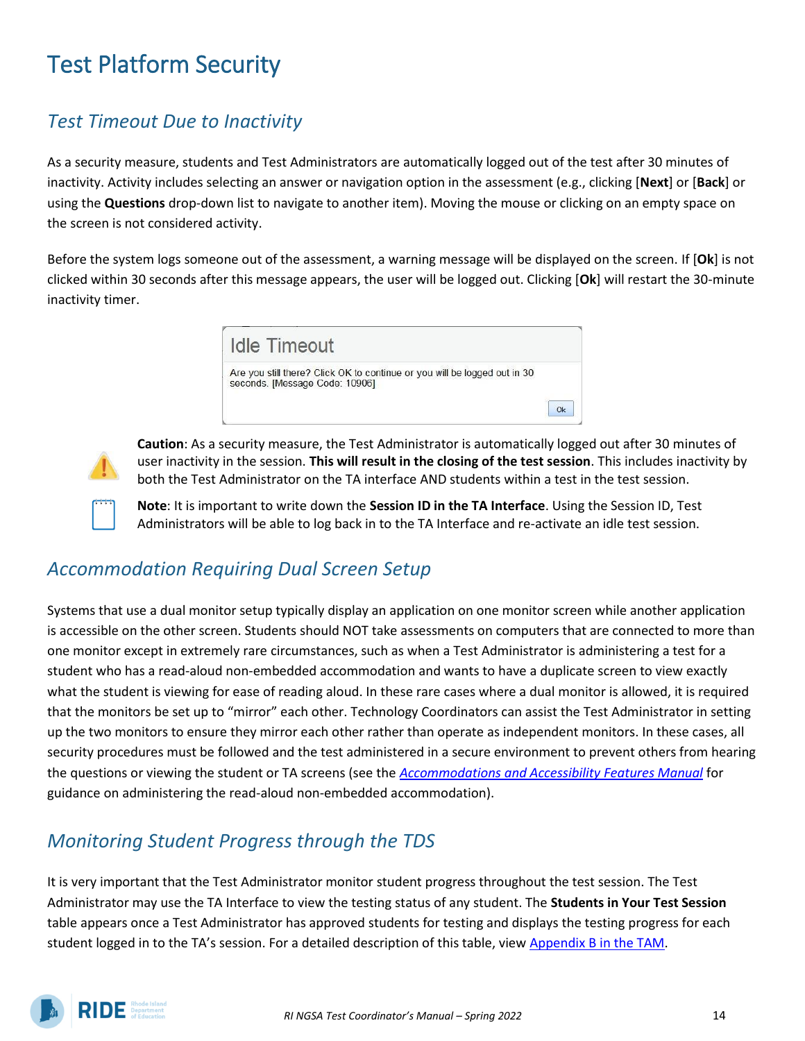# Test Platform Security

## *Test Timeout Due to Inactivity*

As a security measure, students and Test Administrators are automatically logged out of the test after 30 minutes of inactivity. Activity includes selecting an answer or navigation option in the assessment (e.g., clicking [**Next**] or [**Back**] or using the **Questions** drop-down list to navigate to another item). Moving the mouse or clicking on an empty space on the screen is not considered activity.

Before the system logs someone out of the assessment, a warning message will be displayed on the screen. If [**Ok**] is not clicked within 30 seconds after this message appears, the user will be logged out. Clicking [**Ok**] will restart the 30-minute inactivity timer.

Idle Timeout

Are you still there? Click OK to continue or you will be logged out in 30 seconds. [Message Code: 10906]

Ok

**Caution**: As a security measure, the Test Administrator is automatically logged out after 30 minutes of user inactivity in the session. **This will result in the closing of the test session**. This includes inactivity by both the Test Administrator on the TA interface AND students within a test in the test session.

**Note**: It is important to write down the **Session ID in the TA Interface**. Using the Session ID, Test Administrators will be able to log back in to the TA Interface and re-activate an idle test session.

## *Accommodation Requiring Dual Screen Setup*

Systems that use a dual monitor setup typically display an application on one monitor screen while another application is accessible on the other screen. Students should NOT take assessments on computers that are connected to more than one monitor except in extremely rare circumstances, such as when a Test Administrator is administering a test for a student who has a read-aloud non-embedded accommodation and wants to have a duplicate screen to view exactly what the student is viewing for ease of reading aloud. In these rare cases where a dual monitor is allowed, it is required that the monitors be set up to "mirror" each other. Technology Coordinators can assist the Test Administrator in setting up the two monitors to ensure they mirror each other rather than operate as independent monitors. In these cases, all security procedures must be followed and the test administered in a secure environment to prevent others from hearing the questions or viewing the student or TA screens (see the *Accommodations and Accessibility Features Manual* for guidance on administering the read-aloud non-embedded accommodation).

## *Monitoring Student Progress through the TDS*

It is very important that the Test Administrator monitor student progress throughout the test session. The Test Administrator may use the TA Interface to view the testing status of any student. The **Students in Your Test Session** table appears once a Test Administrator has approved students for testing and displays the testing progress for each student logged in to the TA's session. For a detailed description of this table, view Appendix B in the TAM.